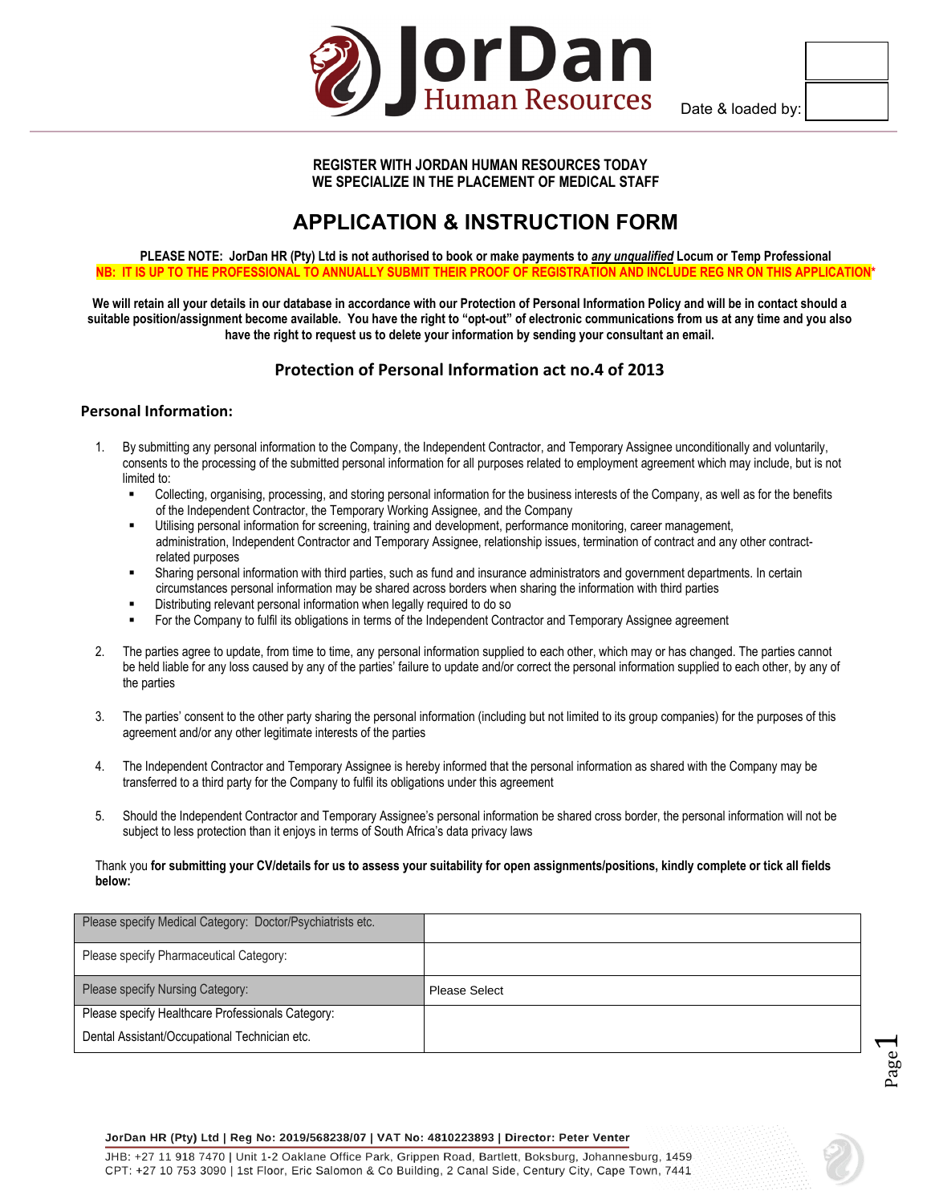JorDan Human Resources

Date & loaded by:

**REGISTER WITH JORDAN HUMAN RESOURCES TODAY**
**WE SPECIALIZE IN THE PLACEMENT OF MEDICAL STAFF**

# APPLICATION & INSTRUCTION FORM

**PLEASE NOTE: JorDan HR (Pty) Ltd is not authorised to book or make payments to *any unqualified* Locum or Temp Professional**
**NB: IT IS UP TO THE PROFESSIONAL TO ANNUALLY SUBMIT THEIR PROOF OF REGISTRATION AND INCLUDE REG NR ON THIS APPLICATION***

**We will retain all your details in our database in accordance with our Protection of Personal Information Policy and will be in contact should a suitable position/assignment become available. You have the right to "opt-out" of electronic communications from us at any time and you also have the right to request us to delete your information by sending your consultant an email.**

## Protection of Personal Information act no.4 of 2013

### Personal Information:

1. By submitting any personal information to the Company, the Independent Contractor, and Temporary Assignee unconditionally and voluntarily, consents to the processing of the submitted personal information for all purposes related to employment agreement which may include, but is not limited to:
   - Collecting, organising, processing, and storing personal information for the business interests of the Company, as well as for the benefits of the Independent Contractor, the Temporary Working Assignee, and the Company
   - Utilising personal information for screening, training and development, performance monitoring, career management, administration, Independent Contractor and Temporary Assignee, relationship issues, termination of contract and any other contract-related purposes
   - Sharing personal information with third parties, such as fund and insurance administrators and government departments. In certain circumstances personal information may be shared across borders when sharing the information with third parties
   - Distributing relevant personal information when legally required to do so
   - For the Company to fulfil its obligations in terms of the Independent Contractor and Temporary Assignee agreement

2. The parties agree to update, from time to time, any personal information supplied to each other, which may or has changed. The parties cannot be held liable for any loss caused by any of the parties' failure to update and/or correct the personal information supplied to each other, by any of the parties

3. The parties' consent to the other party sharing the personal information (including but not limited to its group companies) for the purposes of this agreement and/or any other legitimate interests of the parties

4. The Independent Contractor and Temporary Assignee is hereby informed that the personal information as shared with the Company may be transferred to a third party for the Company to fulfil its obligations under this agreement

5. Should the Independent Contractor and Temporary Assignee's personal information be shared cross border, the personal information will not be subject to less protection than it enjoys in terms of South Africa's data privacy laws

Thank you **for submitting your CV/details for us to assess your suitability for open assignments/positions, kindly complete or tick all fields below:**

| | |
|---|---|
| Please specify Medical Category: Doctor/Psychiatrists etc. | |
| Please specify Pharmaceutical Category: | |
| Please specify Nursing Category: | Please Select |
| Please specify Healthcare Professionals Category: Dental Assistant/Occupational Technician etc. | |

**JorDan HR (Pty) Ltd | Reg No: 2019/568238/07 | VAT No: 4810223893 | Director: Peter Venter**

JHB: +27 11 918 7470 | Unit 1-2 Oaklane Office Park, Grippen Road, Bartlett, Boksburg, Johannesburg, 1459
CPT: +27 10 753 3090 | 1st Floor, Eric Salomon & Co Building, 2 Canal Side, Century City, Cape Town, 7441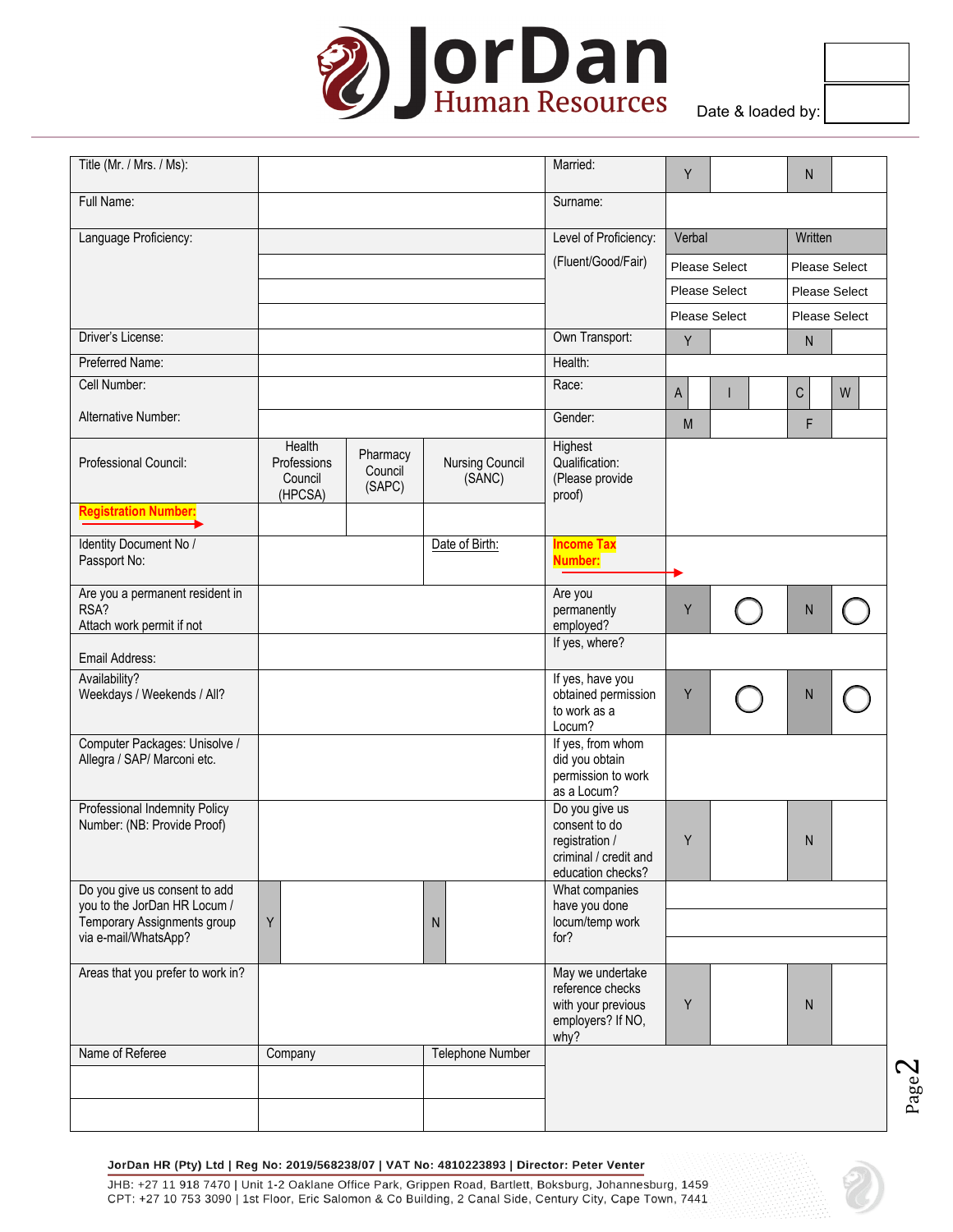# JorDan Human Resources

Date & loaded by:

| Title (Mr. / Mrs. / Ms): | | | | Married: | Y | | N | |
|---|---|---|---|---|---|---|---|---|
| Full Name: | | | | Surname: | | | | |
| Language Proficiency: | | | | Level of Proficiency: | Verbal | | Written | |
| | | | | (Fluent/Good/Fair) | Please Select | | Please Select | |
| | | | | | Please Select | | Please Select | |
| | | | | | Please Select | | Please Select | |
| Driver's License: | | | | Own Transport: | Y | | N | |
| Preferred Name: | | | | Health: | | | | |
| Cell Number: | | | | Race: | A | I | C | W |
| Alternative Number: | | | | Gender: | M | | F | |
| Professional Council: | Health Professions Council (HPCSA) | Pharmacy Council (SAPC) | Nursing Council (SANC) | Highest Qualification: (Please provide proof) | | | | |
| **Registration Number:** | | | | | | | | |
| Identity Document No / Passport No: | | Date of Birth: | | **Income Tax Number:** | | | | |
| Are you a permanent resident in RSA? Attach work permit if not | | | | Are you permanently employed? | Y | ◯ | N | ◯ |
| Email Address: | | | | If yes, where? | | | | |
| Availability? Weekdays / Weekends / All? | | | | If yes, have you obtained permission to work as a Locum? | Y | ◯ | N | ◯ |
| Computer Packages: Unisolve / Allegra / SAP/ Marconi etc. | | | | If yes, from whom did you obtain permission to work as a Locum? | | | | |
| Professional Indemnity Policy Number: (NB: Provide Proof) | | | | Do you give us consent to do registration / criminal / credit and education checks? | Y | | N | |
| Do you give us consent to add you to the JorDan HR Locum / Temporary Assignments group via e-mail/WhatsApp? | Y | | N | What companies have you done locum/temp work for? | | | | |
| Areas that you prefer to work in? | | | | May we undertake reference checks with your previous employers? If NO, why? | Y | | N | |
| Name of Referee | Company | | Telephone Number | | | | | |
| | | | | | | | | |
| | | | | | | | | |

**JorDan HR (Pty) Ltd | Reg No: 2019/568238/07 | VAT No: 4810223893 | Director: Peter Venter**

JHB: +27 11 918 7470 | Unit 1-2 Oaklane Office Park, Grippen Road, Bartlett, Boksburg, Johannesburg, 1459
CPT: +27 10 753 3090 | 1st Floor, Eric Salomon & Co Building, 2 Canal Side, Century City, Cape Town, 7441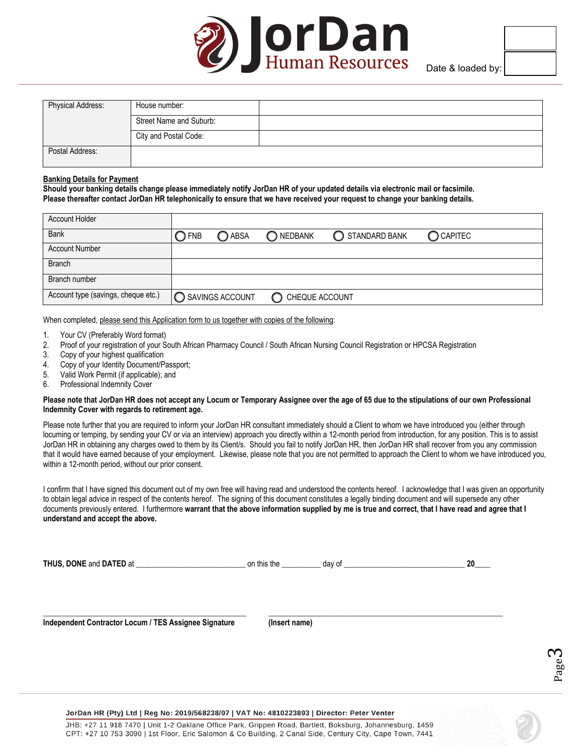# JorDan Human Resources

Date & loaded by:

| Physical Address: | House number: | |
|---|---|---|
| | Street Name and Suburb: | |
| | City and Postal Code: | |
| Postal Address: | | |

**Banking Details for Payment**

**Should your banking details change please immediately notify JorDan HR of your updated details via electronic mail or facsimile. Please thereafter contact JorDan HR telephonically to ensure that we have received your request to change your banking details.**

| Account Holder | |
|---|---|
| Bank | ◯ FNB ◯ ABSA ◯ NEDBANK ◯ STANDARD BANK ◯ CAPITEC |
| Account Number | |
| Branch | |
| Branch number | |
| Account type (savings, cheque etc.) | ◯ SAVINGS ACCOUNT ◯ CHEQUE ACCOUNT |

When completed, please send this Application form to us together with copies of the following:

1. Your CV (Preferably Word format)
2. Proof of your registration of your South African Pharmacy Council / South African Nursing Council Registration or HPCSA Registration
3. Copy of your highest qualification
4. Copy of your Identity Document/Passport;
5. Valid Work Permit (if applicable); and
6. Professional Indemnity Cover

**Please note that JorDan HR does not accept any Locum or Temporary Assignee over the age of 65 due to the stipulations of our own Professional Indemnity Cover with regards to retirement age.**

Please note further that you are required to inform your JorDan HR consultant immediately should a Client to whom we have introduced you (either through locuming or temping, by sending your CV or via an interview) approach you directly within a 12-month period from introduction, for any position. This is to assist JorDan HR in obtaining any charges owed to them by its Client/s. Should you fail to notify JorDan HR, then JorDan HR shall recover from you any commission that it would have earned because of your employment. Likewise, please note that you are not permitted to approach the Client to whom we have introduced you, within a 12-month period, without our prior consent.

I confirm that I have signed this document out of my own free will having read and understood the contents hereof. I acknowledge that I was given an opportunity to obtain legal advice in respect of the contents hereof. The signing of this document constitutes a legally binding document and will supersede any other documents previously entered. I furthermore **warrant that the above information supplied by me is true and correct, that I have read and agree that I understand and accept the above.**

**THUS, DONE** and **DATED** at ___________________________ on this the _________ day of ______________________________ **20**____

_______________________________________ _______________________________________

**Independent Contractor Locum / TES Assignee Signature** **(Insert name)**

**JorDan HR (Pty) Ltd | Reg No: 2019/568238/07 | VAT No: 4810223893 | Director: Peter Venter**

JHB: +27 11 918 7470 | Unit 1-2 Oaklane Office Park, Grippen Road, Bartlett, Boksburg, Johannesburg, 1459

CPT: +27 10 753 3090 | 1st Floor, Eric Salomon & Co Building, 2 Canal Side, Century City, Cape Town, 7441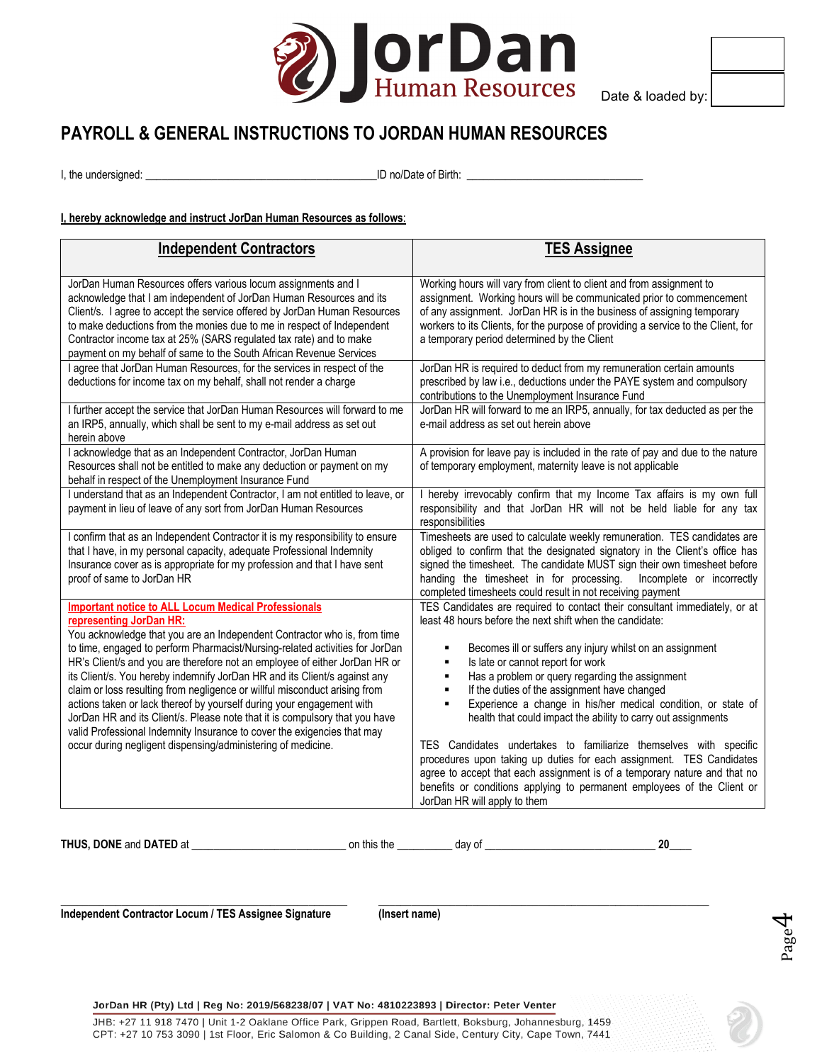JorDan Human Resources

Date & loaded by:

# PAYROLL & GENERAL INSTRUCTIONS TO JORDAN HUMAN RESOURCES

I, the undersigned: ________________________________________ ID no/Date of Birth: ______________________________

**I, hereby acknowledge and instruct JorDan Human Resources as follows:**

| **Independent Contractors** | **TES Assignee** |
|---|---|
| JorDan Human Resources offers various locum assignments and I acknowledge that I am independent of JorDan Human Resources and its Client/s. I agree to accept the service offered by JorDan Human Resources to make deductions from the monies due to me in respect of Independent Contractor income tax at 25% (SARS regulated tax rate) and to make payment on my behalf of same to the South African Revenue Services | Working hours will vary from client to client and from assignment to assignment. Working hours will be communicated prior to commencement of any assignment. JorDan HR is in the business of assigning temporary workers to its Clients, for the purpose of providing a service to the Client, for a temporary period determined by the Client |
| I agree that JorDan Human Resources, for the services in respect of the deductions for income tax on my behalf, shall not render a charge | JorDan HR is required to deduct from my remuneration certain amounts prescribed by law i.e., deductions under the PAYE system and compulsory contributions to the Unemployment Insurance Fund |
| I further accept the service that JorDan Human Resources will forward to me an IRP5, annually, which shall be sent to my e-mail address as set out herein above | JorDan HR will forward to me an IRP5, annually, for tax deducted as per the e-mail address as set out herein above |
| I acknowledge that as an Independent Contractor, JorDan Human Resources shall not be entitled to make any deduction or payment on my behalf in respect of the Unemployment Insurance Fund | A provision for leave pay is included in the rate of pay and due to the nature of temporary employment, maternity leave is not applicable |
| I understand that as an Independent Contractor, I am not entitled to leave, or payment in lieu of leave of any sort from JorDan Human Resources | I hereby irrevocably confirm that my Income Tax affairs is my own full responsibility and that JorDan HR will not be held liable for any tax responsibilities |
| I confirm that as an Independent Contractor it is my responsibility to ensure that I have, in my personal capacity, adequate Professional Indemnity Insurance cover as is appropriate for my profession and that I have sent proof of same to JorDan HR | Timesheets are used to calculate weekly remuneration. TES candidates are obliged to confirm that the designated signatory in the Client's office has signed the timesheet. The candidate MUST sign their own timesheet before handing the timesheet in for processing. Incomplete or incorrectly completed timesheets could result in not receiving payment |
| **Important notice to ALL Locum Medical Professionals representing JorDan HR:**<br>You acknowledge that you are an Independent Contractor who is, from time to time, engaged to perform Pharmacist/Nursing-related activities for JorDan HR's Client/s and you are therefore not an employee of either JorDan HR or its Client/s. You hereby indemnify JorDan HR and its Client/s against any claim or loss resulting from negligence or willful misconduct arising from actions taken or lack thereof by yourself during your engagement with JorDan HR and its Client/s. Please note that it is compulsory that you have valid Professional Indemnity Insurance to cover the exigencies that may occur during negligent dispensing/administering of medicine. | TES Candidates are required to contact their consultant immediately, or at least 48 hours before the next shift when the candidate:<br>▪ Becomes ill or suffers any injury whilst on an assignment<br>▪ Is late or cannot report for work<br>▪ Has a problem or query regarding the assignment<br>▪ If the duties of the assignment have changed<br>▪ Experience a change in his/her medical condition, or state of health that could impact the ability to carry out assignments<br><br>TES Candidates undertakes to familiarize themselves with specific procedures upon taking up duties for each assignment. TES Candidates agree to accept that each assignment is of a temporary nature and that no benefits or conditions applying to permanent employees of the Client or JorDan HR will apply to them |

**THUS, DONE** and **DATED** at __________________________ on this the _________ day of _____________________________ **20**____

_____________________________________________ &nbsp;&nbsp;&nbsp; _____________________________________________________

**Independent Contractor Locum / TES Assignee Signature** &nbsp;&nbsp;&nbsp; **(Insert name)**

**JorDan HR (Pty) Ltd | Reg No: 2019/568238/07 | VAT No: 4810223893 | Director: Peter Venter**

JHB: +27 11 918 7470 | Unit 1-2 Oaklane Office Park, Grippen Road, Bartlett, Boksburg, Johannesburg, 1459
CPT: +27 10 753 3090 | 1st Floor, Eric Salomon & Co Building, 2 Canal Side, Century City, Cape Town, 7441